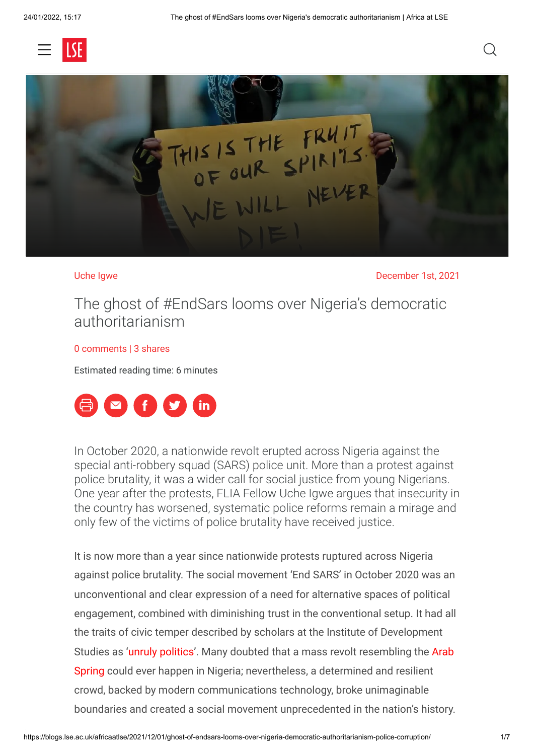Uche Igwe

December 1st, 2021

# The ghost of #EndSars looms over Nigeria's democratic authoritarianism

0 comments | 3 shares

Estimated reading time: 6 minutes

In October 2020, a nationwide revolt erupted across Nigeria against the special anti-robbery squad (SARS) police unit. More than a protest against police brutality, it was a wider call for social justice from young Nigerians. One year after the protests, FLIA Fellow Uche Igwe argues that insecurity in the country has worsened, systematic police reforms remain a mirage and only few of the victims of police brutality have received justice.

It is now more than a year since nationwide protests ruptured across Nigeria against police brutality. The social movement 'End SARS' in October 2020 was an unconventional and clear expression of a need for alternative spaces of political engagement, combined with diminishing trust in the conventional setup. It had all the traits of civic temper described by scholars at the Institute of Development Studies as 'unruly politics'. Many doubted that a mass revolt resembling the Arab Spring could ever happen in Nigeria; nevertheless, a determined and resilient crowd, backed by modern communications technology, broke unimaginable boundaries and created a social movement unprecedented in the nation's history.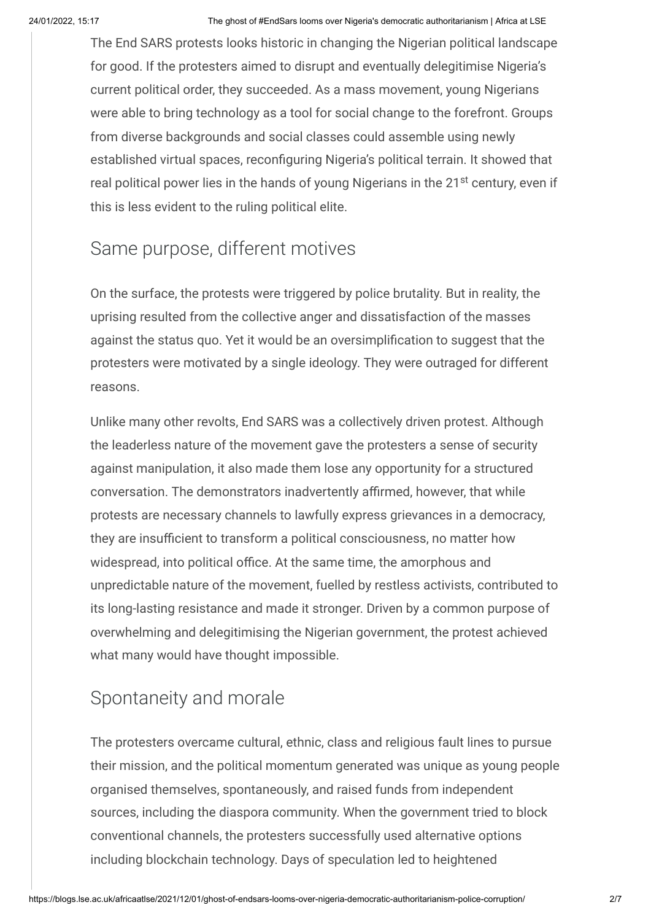The End SARS protests looks historic in changing the Nigerian political landscape for good. If the protesters aimed to disrupt and eventually delegitimise Nigeria's current political order, they succeeded. As a mass movement, young Nigerians were able to bring technology as a tool for social change to the forefront. Groups from diverse backgrounds and social classes could assemble using newly established virtual spaces, reconfiguring Nigeria's political terrain. It showed that real political power lies in the hands of young Nigerians in the 21st century, even if this is less evident to the ruling political elite.

## Same purpose, different motives

On the surface, the protests were triggered by police brutality. But in reality, the uprising resulted from the collective anger and dissatisfaction of the masses against the status quo. Yet it would be an oversimplification to suggest that the protesters were motivated by a single ideology. They were outraged for different reasons.

Unlike many other revolts, End SARS was a collectively driven protest. Although the leaderless nature of the movement gave the protesters a sense of security against manipulation, it also made them lose any opportunity for a structured conversation. The demonstrators inadvertently affirmed, however, that while protests are necessary channels to lawfully express grievances in a democracy, they are insufficient to transform a political consciousness, no matter how widespread, into political office. At the same time, the amorphous and unpredictable nature of the movement, fuelled by restless activists, contributed to its long-lasting resistance and made it stronger. Driven by a common purpose of overwhelming and delegitimising the Nigerian government, the protest achieved what many would have thought impossible.

## Spontaneity and morale

The protesters overcame cultural, ethnic, class and religious fault lines to pursue their mission, and the political momentum generated was unique as young people organised themselves, spontaneously, and raised funds from independent sources, including the diaspora community. When the government tried to block conventional channels, the protesters successfully used alternative options including blockchain technology. Days of speculation led to heightened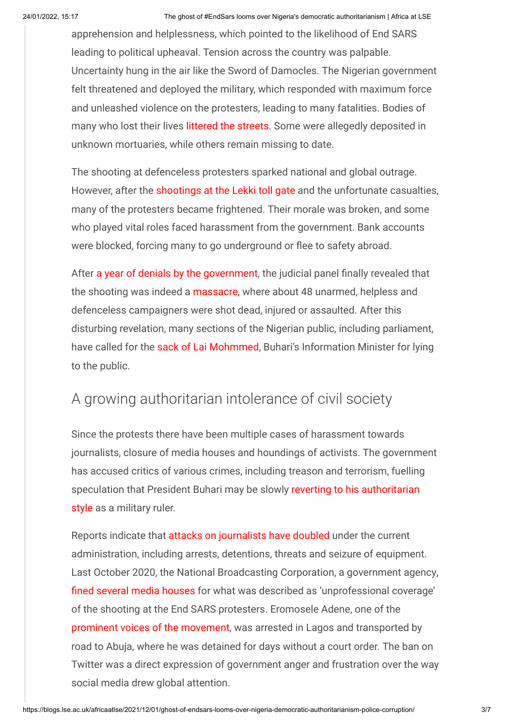apprehension and helplessness, which pointed to the likelihood of End SARS leading to political upheaval. Tension across the country was palpable. Uncertainty hung in the air like the Sword of Damocles. The Nigerian government felt threatened and deployed the military, which responded with maximum force and unleashed violence on the protesters, leading to many fatalities. Bodies of many who lost their lives littered the streets. Some were allegedly deposited in unknown mortuaries, while others remain missing to date.

The shooting at defenceless protesters sparked national and global outrage. However, after the shootings at the Lekki toll gate and the unfortunate casualties, many of the protesters became frightened. Their morale was broken, and some who played vital roles faced harassment from the government. Bank accounts were blocked, forcing many to go underground or flee to safety abroad.

After a year of denials by the government, the judicial panel finally revealed that the shooting was indeed a massacre, where about 48 unarmed, helpless and defenceless campaigners were shot dead, injured or assaulted. After this disturbing revelation, many sections of the Nigerian public, including parliament, have called for the sack of Lai Mohmmed, Buhari's Information Minister for lying to the public.

## A growing authoritarian intolerance of civil society

Since the protests there have been multiple cases of harassment towards journalists, closure of media houses and houndings of activists. The government has accused critics of various crimes, including treason and terrorism, fuelling speculation that President Buhari may be slowly reverting to his authoritarian style as a military ruler.

Reports indicate that attacks on journalists have doubled under the current administration, including arrests, detentions, threats and seizure of equipment. Last October 2020, the National Broadcasting Corporation, a government agency, fined several media houses for what was described as 'unprofessional coverage' of the shooting at the End SARS protesters. Eromosele Adene, one of the prominent voices of the movement, was arrested in Lagos and transported by road to Abuja, where he was detained for days without a court order. The ban on Twitter was a direct expression of government anger and frustration over the way social media drew global attention.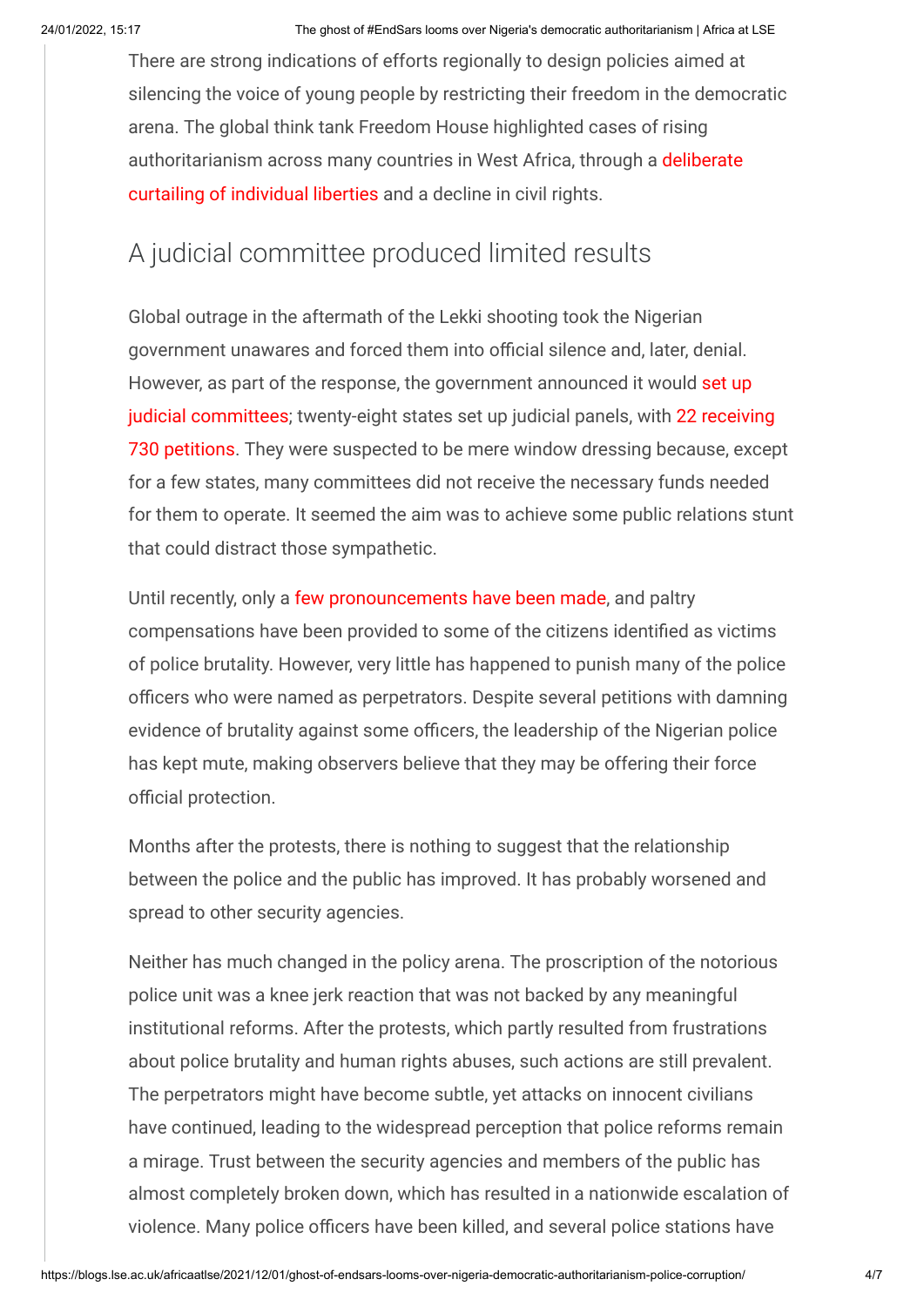There are strong indications of efforts regionally to design policies aimed at silencing the voice of young people by restricting their freedom in the democratic arena. The global think tank Freedom House highlighted cases of rising authoritarianism across many countries in West Africa, through a deliberate curtailing of individual liberties and a decline in civil rights.

## A judicial committee produced limited results

Global outrage in the aftermath of the Lekki shooting took the Nigerian government unawares and forced them into official silence and, later, denial. However, as part of the response, the government announced it would set up judicial committees; twenty-eight states set up judicial panels, with 22 receiving 730 petitions. They were suspected to be mere window dressing because, except for a few states, many committees did not receive the necessary funds needed for them to operate. It seemed the aim was to achieve some public relations stunt that could distract those sympathetic.

Until recently, only a few pronouncements have been made, and paltry compensations have been provided to some of the citizens identified as victims of police brutality. However, very little has happened to punish many of the police officers who were named as perpetrators. Despite several petitions with damning evidence of brutality against some officers, the leadership of the Nigerian police has kept mute, making observers believe that they may be offering their force official protection.

Months after the protests, there is nothing to suggest that the relationship between the police and the public has improved. It has probably worsened and spread to other security agencies.

Neither has much changed in the policy arena. The proscription of the notorious police unit was a knee jerk reaction that was not backed by any meaningful institutional reforms. After the protests, which partly resulted from frustrations about police brutality and human rights abuses, such actions are still prevalent. The perpetrators might have become subtle, yet attacks on innocent civilians have continued, leading to the widespread perception that police reforms remain a mirage. Trust between the security agencies and members of the public has almost completely broken down, which has resulted in a nationwide escalation of violence. Many police officers have been killed, and several police stations have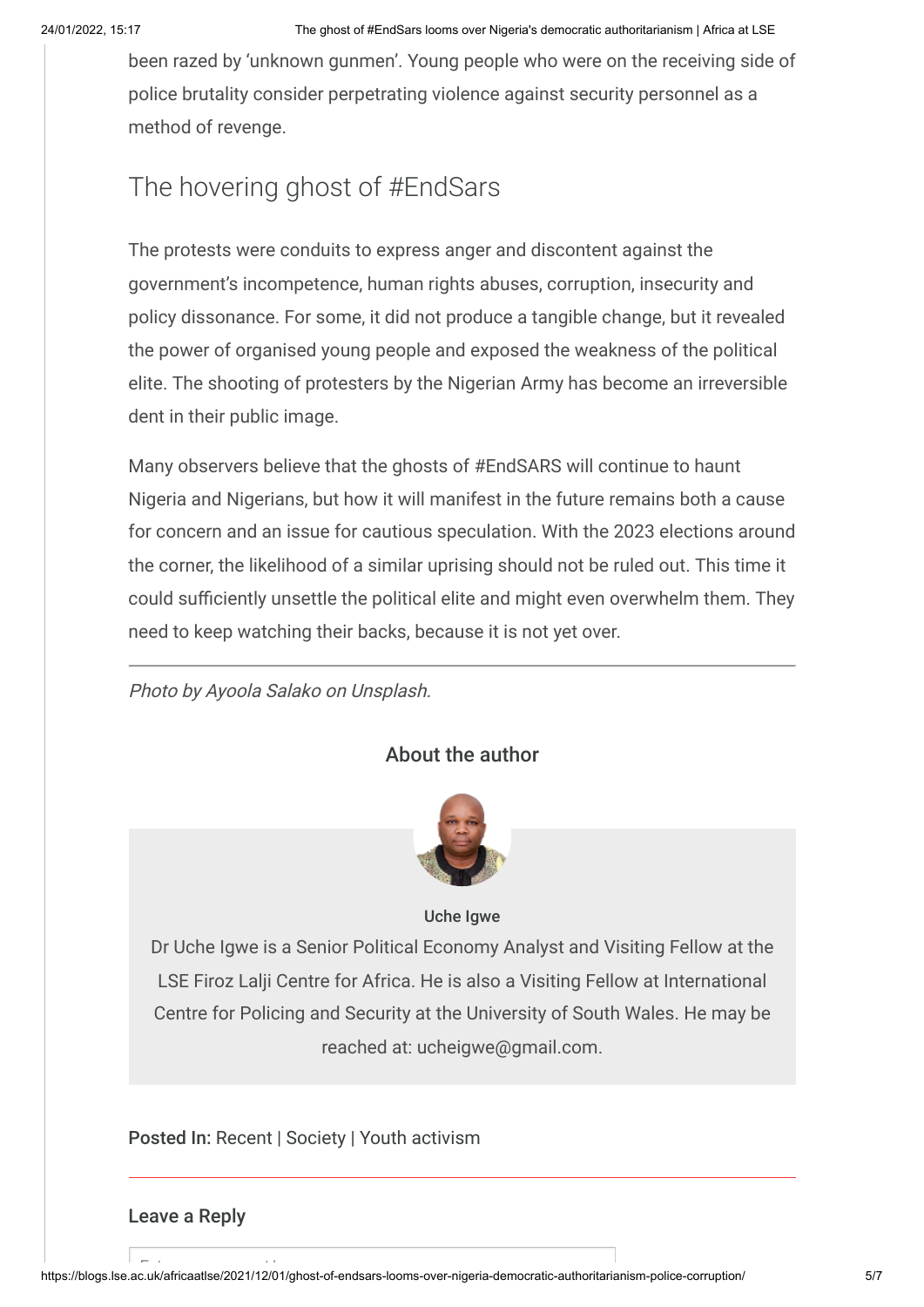been razed by 'unknown gunmen'. Young people who were on the receiving side of police brutality consider perpetrating violence against security personnel as a method of revenge.

## The hovering ghost of #EndSars

The protests were conduits to express anger and discontent against the government's incompetence, human rights abuses, corruption, insecurity and policy dissonance. For some, it did not produce a tangible change, but it revealed the power of organised young people and exposed the weakness of the political elite. The shooting of protesters by the Nigerian Army has become an irreversible dent in their public image.

Many observers believe that the ghosts of #EndSARS will continue to haunt Nigeria and Nigerians, but how it will manifest in the future remains both a cause for concern and an issue for cautious speculation. With the 2023 elections around the corner, the likelihood of a similar uprising should not be ruled out. This time it could sufficiently unsettle the political elite and might even overwhelm them. They need to keep watching their backs, because it is not yet over.

---

*Photo by Ayoola Salako on Unsplash.*

### About the author

**Uche Igwe**

Dr Uche Igwe is a Senior Political Economy Analyst and Visiting Fellow at the LSE Firoz Lalji Centre for Africa. He is also a Visiting Fellow at International Centre for Policing and Security at the University of South Wales. He may be reached at: ucheigwe@gmail.com.

**Posted In:** Recent | Society | Youth activism

---

### Leave a Reply